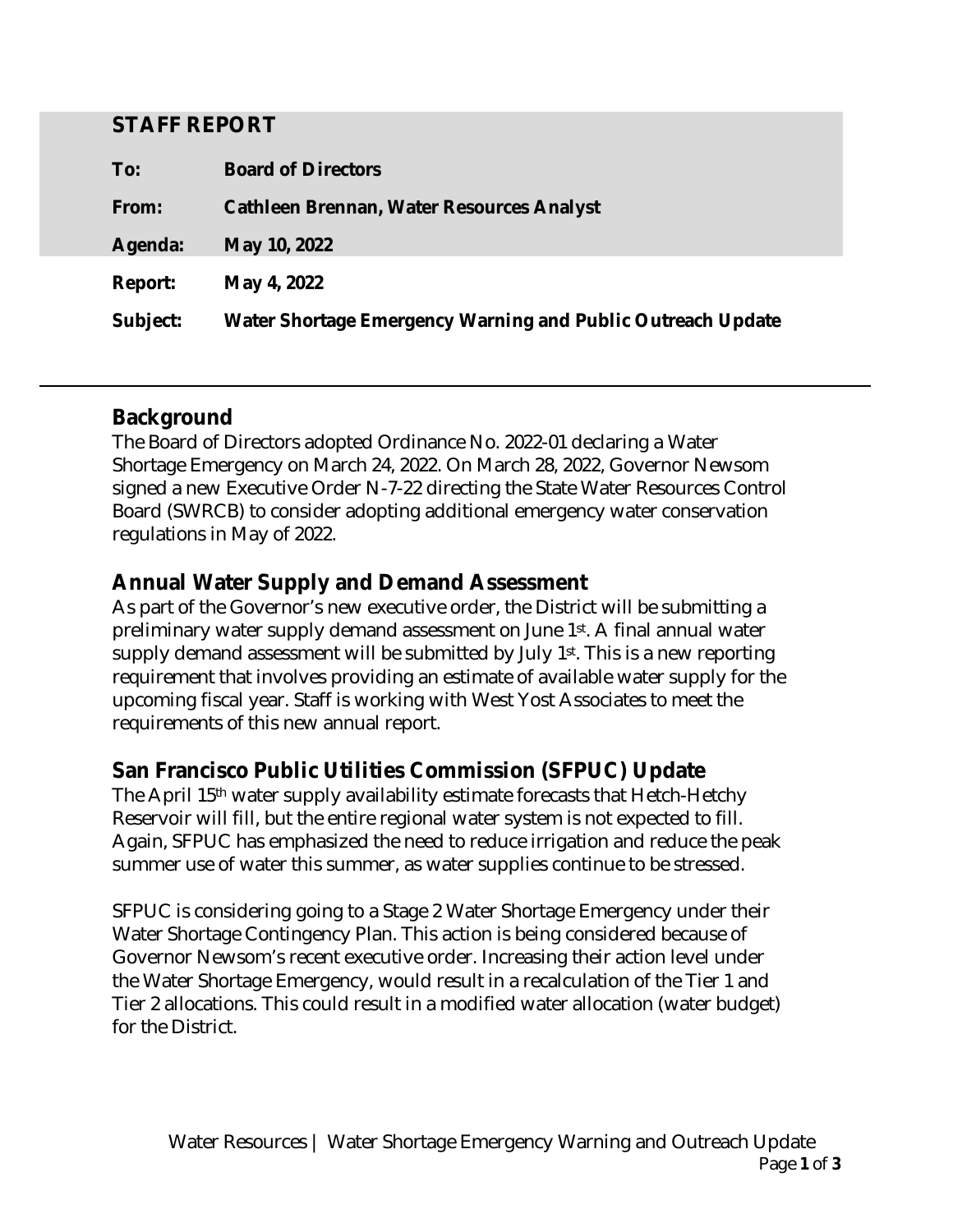## STAFF REPORT

**To:** **Board of Directors**

**From:** **Cathleen Brennan, Water Resources Analyst**

**Agenda:** **May 10, 2022**

**Report:** **May 4, 2022**

**Subject:** **Water Shortage Emergency Warning and Public Outreach Update**

---

## Background

The Board of Directors adopted Ordinance No. 2022-01 declaring a Water Shortage Emergency on March 24, 2022. On March 28, 2022, Governor Newsom signed a new Executive Order N-7-22 directing the State Water Resources Control Board (SWRCB) to consider adopting additional emergency water conservation regulations in May of 2022.

## Annual Water Supply and Demand Assessment

As part of the Governor's new executive order, the District will be submitting a preliminary water supply demand assessment on June 1st. A final annual water supply demand assessment will be submitted by July 1st. This is a new reporting requirement that involves providing an estimate of available water supply for the upcoming fiscal year. Staff is working with West Yost Associates to meet the requirements of this new annual report.

## San Francisco Public Utilities Commission (SFPUC) Update

The April 15th water supply availability estimate forecasts that Hetch-Hetchy Reservoir will fill, but the entire regional water system is not expected to fill. Again, SFPUC has emphasized the need to reduce irrigation and reduce the peak summer use of water this summer, as water supplies continue to be stressed.

SFPUC is considering going to a Stage 2 Water Shortage Emergency under their Water Shortage Contingency Plan. This action is being considered because of Governor Newsom's recent executive order. Increasing their action level under the Water Shortage Emergency, would result in a recalculation of the Tier 1 and Tier 2 allocations. This could result in a modified water allocation (water budget) for the District.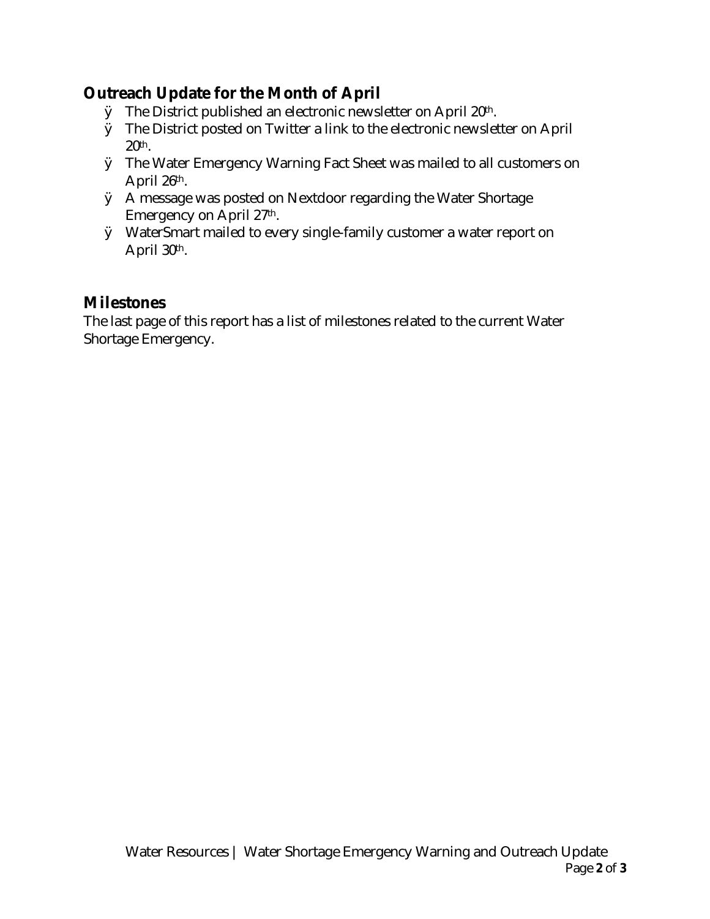## Outreach Update for the Month of April

- The District published an electronic newsletter on April 20th.
- The District posted on Twitter a link to the electronic newsletter on April 20th.
- The Water Emergency Warning Fact Sheet was mailed to all customers on April 26th.
- A message was posted on Nextdoor regarding the Water Shortage Emergency on April 27th.
- WaterSmart mailed to every single-family customer a water report on April 30th.

## Milestones

The last page of this report has a list of milestones related to the current Water Shortage Emergency.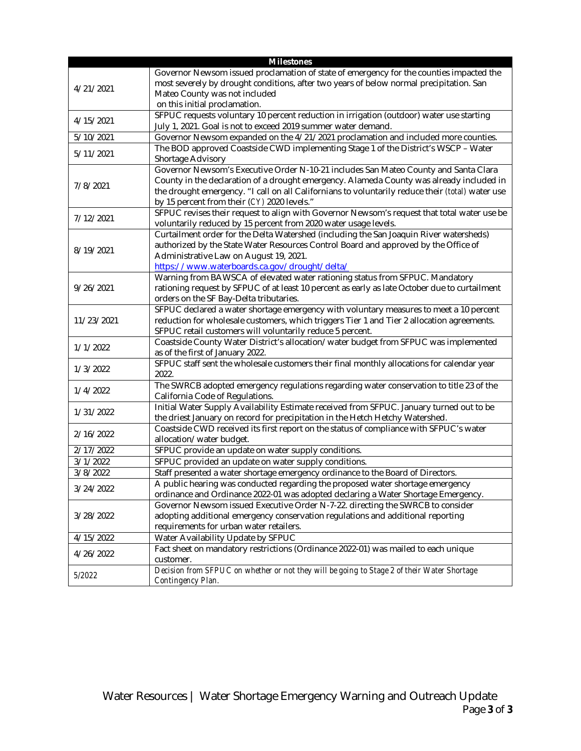| Milestones | |
|---|---|
| 4/21/2021 | Governor Newsom issued proclamation of state of emergency for the counties impacted the most severely by drought conditions, after two years of below normal precipitation. San Mateo County was not included on this initial proclamation. |
| 4/15/2021 | SFPUC requests voluntary 10 percent reduction in irrigation (outdoor) water use starting July 1, 2021. Goal is not to exceed 2019 summer water demand. |
| 5/10/2021 | Governor Newsom expanded on the 4/21/2021 proclamation and included more counties. |
| 5/11/2021 | The BOD approved Coastside CWD implementing Stage 1 of the District's WSCP – Water Shortage Advisory |
| 7/8/2021 | Governor Newsom's Executive Order N-10-21 includes San Mateo County and Santa Clara County in the declaration of a drought emergency. Alameda County was already included in the drought emergency. "I call on all Californians to voluntarily reduce their *(total)* water use by 15 percent from their *(CY)* 2020 levels." |
| 7/12/2021 | SFPUC revises their request to align with Governor Newsom's request that total water use be voluntarily reduced by 15 percent from 2020 water usage levels. |
| 8/19/2021 | Curtailment order for the Delta Watershed (including the San Joaquin River watersheds) authorized by the State Water Resources Control Board and approved by the Office of Administrative Law on August 19, 2021. https://www.waterboards.ca.gov/drought/delta/ |
| 9/26/2021 | Warning from BAWSCA of elevated water rationing status from SFPUC. Mandatory rationing request by SFPUC of at least 10 percent as early as late October due to curtailment orders on the SF Bay-Delta tributaries. |
| 11/23/2021 | SFPUC declared a water shortage emergency with voluntary measures to meet a 10 percent reduction for wholesale customers, which triggers Tier 1 and Tier 2 allocation agreements. SFPUC retail customers will voluntarily reduce 5 percent. |
| 1/1/2022 | Coastside County Water District's allocation/water budget from SFPUC was implemented as of the first of January 2022. |
| 1/3/2022 | SFPUC staff sent the wholesale customers their final monthly allocations for calendar year 2022. |
| 1/4/2022 | The SWRCB adopted emergency regulations regarding water conservation to title 23 of the California Code of Regulations. |
| 1/31/2022 | Initial Water Supply Availability Estimate received from SFPUC. January turned out to be the driest January on record for precipitation in the Hetch Hetchy Watershed. |
| 2/16/2022 | Coastside CWD received its first report on the status of compliance with SFPUC's water allocation/water budget. |
| 2/17/2022 | SFPUC provide an update on water supply conditions. |
| 3/1/2022 | SFPUC provided an update on water supply conditions. |
| 3/8/2022 | Staff presented a water shortage emergency ordinance to the Board of Directors. |
| 3/24/2022 | A public hearing was conducted regarding the proposed water shortage emergency ordinance and Ordinance 2022-01 was adopted declaring a Water Shortage Emergency. |
| 3/28/2022 | Governor Newsom issued Executive Order N-7-22. directing the SWRCB to consider adopting additional emergency conservation regulations and additional reporting requirements for urban water retailers. |
| 4/15/2022 | Water Availability Update by SFPUC |
| 4/26/2022 | Fact sheet on mandatory restrictions (Ordinance 2022-01) was mailed to each unique customer. |
| 5/2022 | Decision from SFPUC on whether or not they will be going to Stage 2 of their Water Shortage Contingency Plan. |